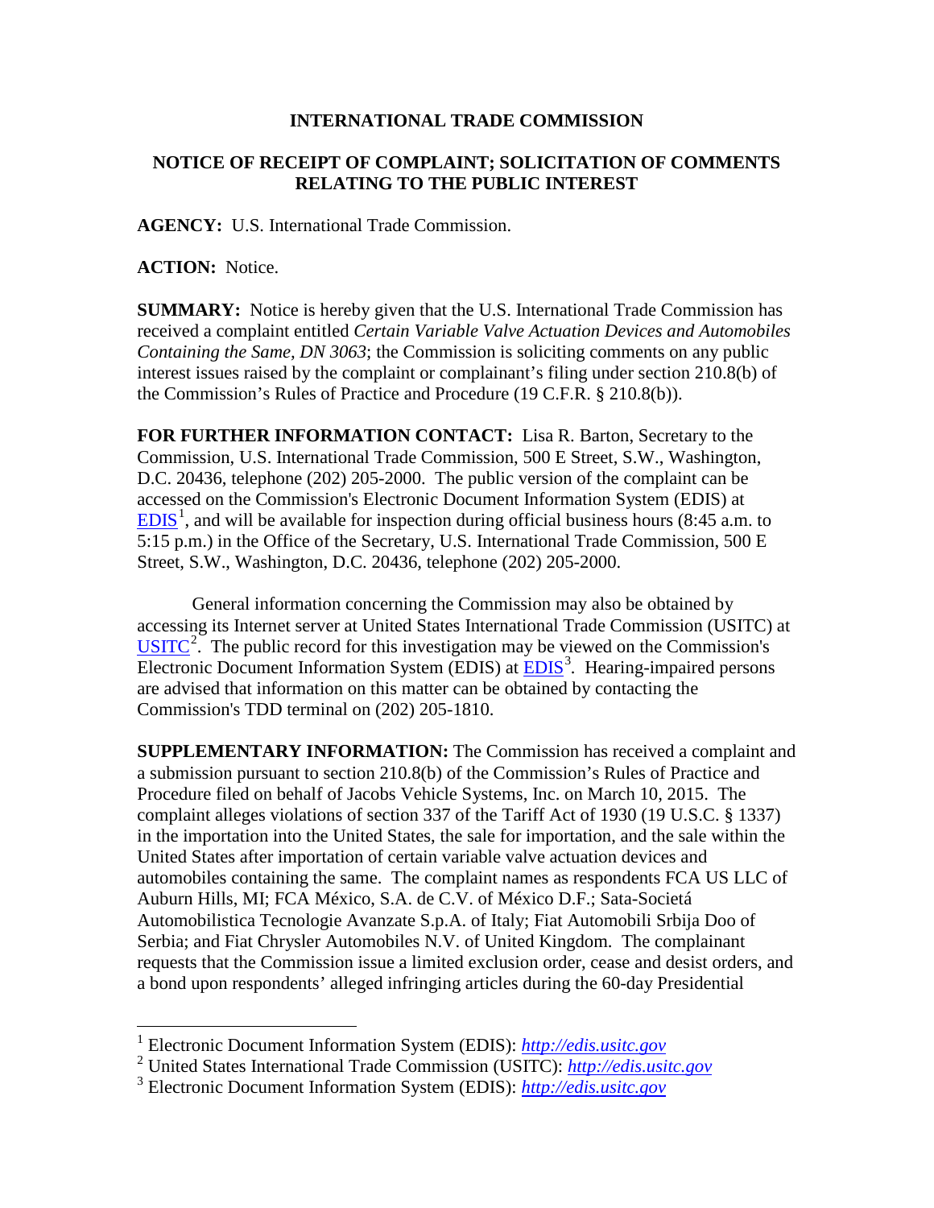# INTERNATIONAL TRADE COMMISSION

## NOTICE OF RECEIPT OF COMPLAINT; SOLICITATION OF COMMENTS RELATING TO THE PUBLIC INTEREST

**AGENCY:** U.S. International Trade Commission.

**ACTION:** Notice.

**SUMMARY:** Notice is hereby given that the U.S. International Trade Commission has received a complaint entitled *Certain Variable Valve Actuation Devices and Automobiles Containing the Same, DN 3063*; the Commission is soliciting comments on any public interest issues raised by the complaint or complainant's filing under section 210.8(b) of the Commission's Rules of Practice and Procedure (19 C.F.R. § 210.8(b)).

**FOR FURTHER INFORMATION CONTACT:** Lisa R. Barton, Secretary to the Commission, U.S. International Trade Commission, 500 E Street, S.W., Washington, D.C. 20436, telephone (202) 205-2000. The public version of the complaint can be accessed on the Commission's Electronic Document Information System (EDIS) at EDIS[1], and will be available for inspection during official business hours (8:45 a.m. to 5:15 p.m.) in the Office of the Secretary, U.S. International Trade Commission, 500 E Street, S.W., Washington, D.C. 20436, telephone (202) 205-2000.

General information concerning the Commission may also be obtained by accessing its Internet server at United States International Trade Commission (USITC) at USITC[2]. The public record for this investigation may be viewed on the Commission's Electronic Document Information System (EDIS) at EDIS[3]. Hearing-impaired persons are advised that information on this matter can be obtained by contacting the Commission's TDD terminal on (202) 205-1810.

**SUPPLEMENTARY INFORMATION:** The Commission has received a complaint and a submission pursuant to section 210.8(b) of the Commission's Rules of Practice and Procedure filed on behalf of Jacobs Vehicle Systems, Inc. on March 10, 2015. The complaint alleges violations of section 337 of the Tariff Act of 1930 (19 U.S.C. § 1337) in the importation into the United States, the sale for importation, and the sale within the United States after importation of certain variable valve actuation devices and automobiles containing the same. The complaint names as respondents FCA US LLC of Auburn Hills, MI; FCA México, S.A. de C.V. of México D.F.; Sata-Societá Automobilistica Tecnologie Avanzate S.p.A. of Italy; Fiat Automobili Srbija Doo of Serbia; and Fiat Chrysler Automobiles N.V. of United Kingdom. The complainant requests that the Commission issue a limited exclusion order, cease and desist orders, and a bond upon respondents' alleged infringing articles during the 60-day Presidential

---

[1] Electronic Document Information System (EDIS): *http://edis.usitc.gov*

[2] United States International Trade Commission (USITC): *http://edis.usitc.gov*

[3] Electronic Document Information System (EDIS): *http://edis.usitc.gov*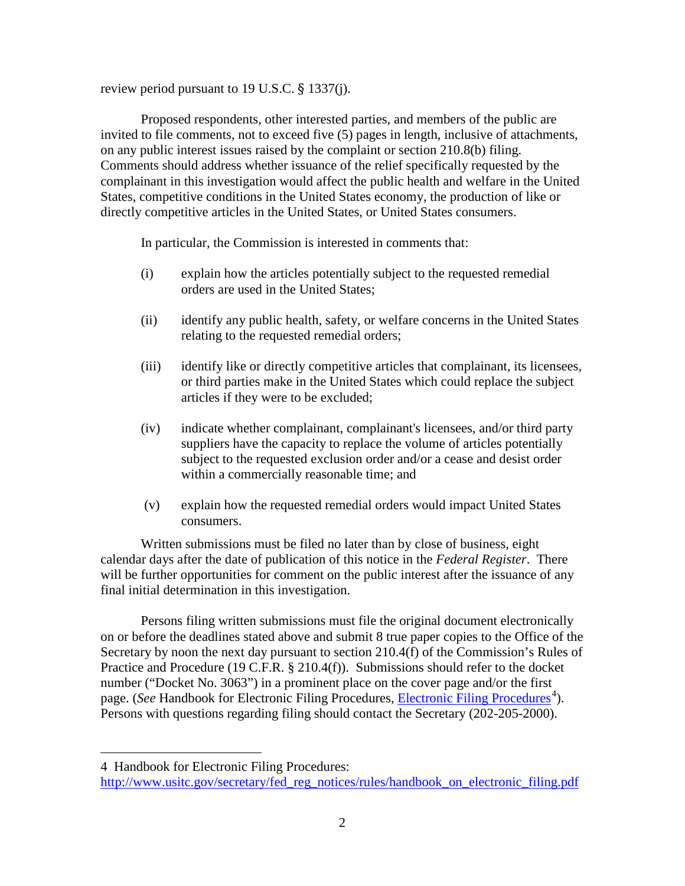review period pursuant to 19 U.S.C. § 1337(j).

Proposed respondents, other interested parties, and members of the public are invited to file comments, not to exceed five (5) pages in length, inclusive of attachments, on any public interest issues raised by the complaint or section 210.8(b) filing. Comments should address whether issuance of the relief specifically requested by the complainant in this investigation would affect the public health and welfare in the United States, competitive conditions in the United States economy, the production of like or directly competitive articles in the United States, or United States consumers.

In particular, the Commission is interested in comments that:

(i) explain how the articles potentially subject to the requested remedial orders are used in the United States;

(ii) identify any public health, safety, or welfare concerns in the United States relating to the requested remedial orders;

(iii) identify like or directly competitive articles that complainant, its licensees, or third parties make in the United States which could replace the subject articles if they were to be excluded;

(iv) indicate whether complainant, complainant's licensees, and/or third party suppliers have the capacity to replace the volume of articles potentially subject to the requested exclusion order and/or a cease and desist order within a commercially reasonable time; and

(v) explain how the requested remedial orders would impact United States consumers.

Written submissions must be filed no later than by close of business, eight calendar days after the date of publication of this notice in the *Federal Register*. There will be further opportunities for comment on the public interest after the issuance of any final initial determination in this investigation.

Persons filing written submissions must file the original document electronically on or before the deadlines stated above and submit 8 true paper copies to the Office of the Secretary by noon the next day pursuant to section 210.4(f) of the Commission's Rules of Practice and Procedure (19 C.F.R. § 210.4(f)). Submissions should refer to the docket number ("Docket No. 3063") in a prominent place on the cover page and/or the first page. (*See* Handbook for Electronic Filing Procedures, Electronic Filing Procedures[4]). Persons with questions regarding filing should contact the Secretary (202-205-2000).

---

4 Handbook for Electronic Filing Procedures: http://www.usitc.gov/secretary/fed_reg_notices/rules/handbook_on_electronic_filing.pdf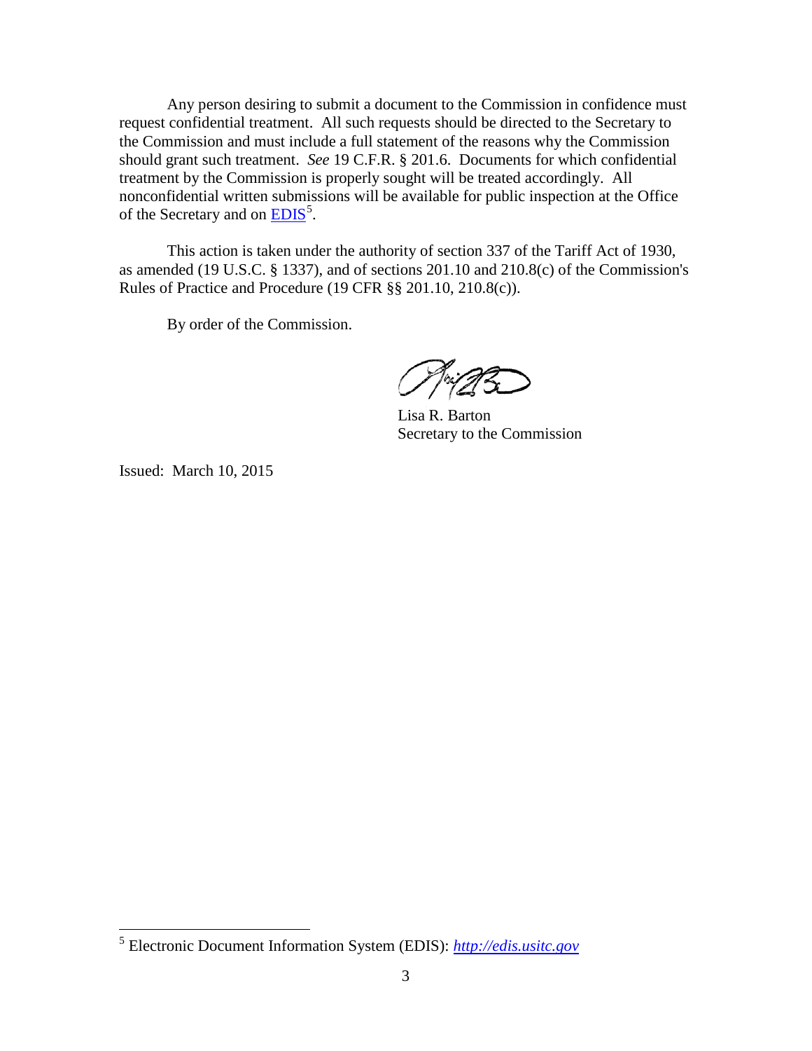Any person desiring to submit a document to the Commission in confidence must request confidential treatment. All such requests should be directed to the Secretary to the Commission and must include a full statement of the reasons why the Commission should grant such treatment. *See* 19 C.F.R. § 201.6. Documents for which confidential treatment by the Commission is properly sought will be treated accordingly. All nonconfidential written submissions will be available for public inspection at the Office of the Secretary and on EDIS[5].

This action is taken under the authority of section 337 of the Tariff Act of 1930, as amended (19 U.S.C. § 1337), and of sections 201.10 and 210.8(c) of the Commission's Rules of Practice and Procedure (19 CFR §§ 201.10, 210.8(c)).

By order of the Commission.

Lisa R. Barton
Secretary to the Commission

Issued: March 10, 2015

---

[5] Electronic Document Information System (EDIS): *http://edis.usitc.gov*